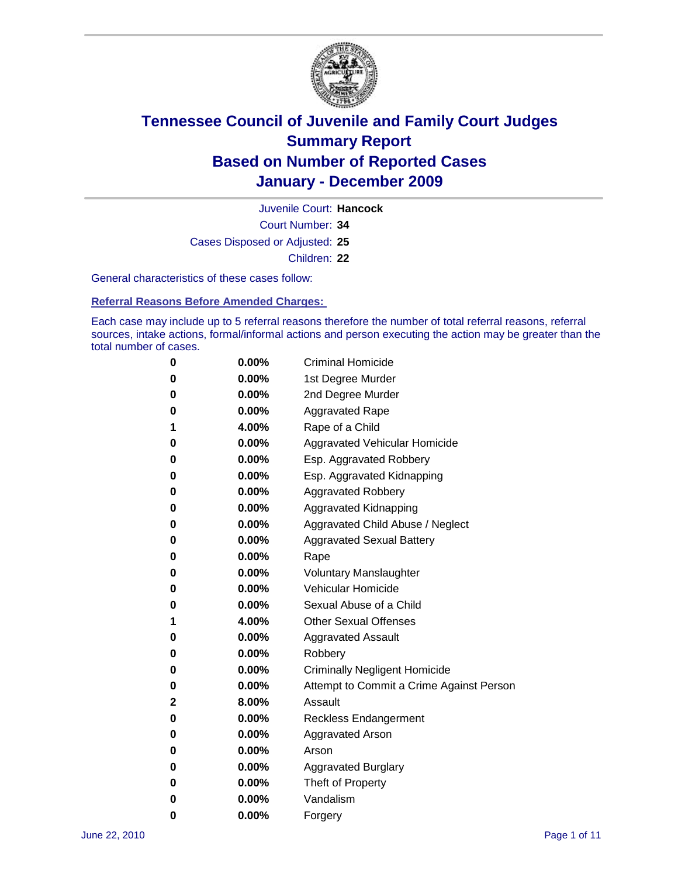# Tennessee Council of Juvenile and Family Court Judges
## Summary Report
## Based on Number of Reported Cases
## January - December 2009

Juvenile Court: **Hancock**

Court Number: **34**

Cases Disposed or Adjusted: **25**

Children: **22**

General characteristics of these cases follow:

### Referral Reasons Before Amended Charges:

Each case may include up to 5 referral reasons therefore the number of total referral reasons, referral sources, intake actions, formal/informal actions and person executing the action may be greater than the total number of cases.

| | | |
|---|---|---|
| 0 | 0.00% | Criminal Homicide |
| 0 | 0.00% | 1st Degree Murder |
| 0 | 0.00% | 2nd Degree Murder |
| 0 | 0.00% | Aggravated Rape |
| 1 | 4.00% | Rape of a Child |
| 0 | 0.00% | Aggravated Vehicular Homicide |
| 0 | 0.00% | Esp. Aggravated Robbery |
| 0 | 0.00% | Esp. Aggravated Kidnapping |
| 0 | 0.00% | Aggravated Robbery |
| 0 | 0.00% | Aggravated Kidnapping |
| 0 | 0.00% | Aggravated Child Abuse / Neglect |
| 0 | 0.00% | Aggravated Sexual Battery |
| 0 | 0.00% | Rape |
| 0 | 0.00% | Voluntary Manslaughter |
| 0 | 0.00% | Vehicular Homicide |
| 0 | 0.00% | Sexual Abuse of a Child |
| 1 | 4.00% | Other Sexual Offenses |
| 0 | 0.00% | Aggravated Assault |
| 0 | 0.00% | Robbery |
| 0 | 0.00% | Criminally Negligent Homicide |
| 0 | 0.00% | Attempt to Commit a Crime Against Person |
| 2 | 8.00% | Assault |
| 0 | 0.00% | Reckless Endangerment |
| 0 | 0.00% | Aggravated Arson |
| 0 | 0.00% | Arson |
| 0 | 0.00% | Aggravated Burglary |
| 0 | 0.00% | Theft of Property |
| 0 | 0.00% | Vandalism |
| 0 | 0.00% | Forgery |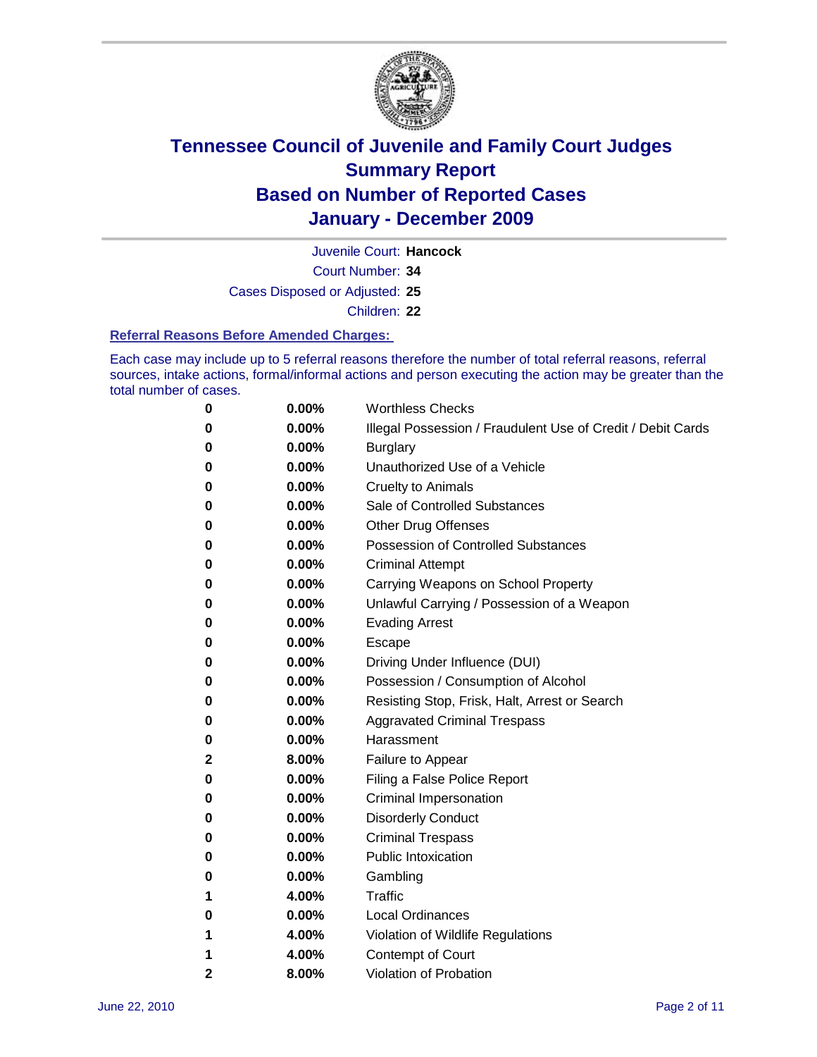# Tennessee Council of Juvenile and Family Court Judges
## Summary Report
## Based on Number of Reported Cases
## January - December 2009

Juvenile Court: **Hancock**

Court Number: **34**

Cases Disposed or Adjusted: **25**

Children: **22**

### Referral Reasons Before Amended Charges:

Each case may include up to 5 referral reasons therefore the number of total referral reasons, referral sources, intake actions, formal/informal actions and person executing the action may be greater than the total number of cases.

| | | |
|---|---|---|
| 0 | 0.00% | Worthless Checks |
| 0 | 0.00% | Illegal Possession / Fraudulent Use of Credit / Debit Cards |
| 0 | 0.00% | Burglary |
| 0 | 0.00% | Unauthorized Use of a Vehicle |
| 0 | 0.00% | Cruelty to Animals |
| 0 | 0.00% | Sale of Controlled Substances |
| 0 | 0.00% | Other Drug Offenses |
| 0 | 0.00% | Possession of Controlled Substances |
| 0 | 0.00% | Criminal Attempt |
| 0 | 0.00% | Carrying Weapons on School Property |
| 0 | 0.00% | Unlawful Carrying / Possession of a Weapon |
| 0 | 0.00% | Evading Arrest |
| 0 | 0.00% | Escape |
| 0 | 0.00% | Driving Under Influence (DUI) |
| 0 | 0.00% | Possession / Consumption of Alcohol |
| 0 | 0.00% | Resisting Stop, Frisk, Halt, Arrest or Search |
| 0 | 0.00% | Aggravated Criminal Trespass |
| 0 | 0.00% | Harassment |
| 2 | 8.00% | Failure to Appear |
| 0 | 0.00% | Filing a False Police Report |
| 0 | 0.00% | Criminal Impersonation |
| 0 | 0.00% | Disorderly Conduct |
| 0 | 0.00% | Criminal Trespass |
| 0 | 0.00% | Public Intoxication |
| 0 | 0.00% | Gambling |
| 1 | 4.00% | Traffic |
| 0 | 0.00% | Local Ordinances |
| 1 | 4.00% | Violation of Wildlife Regulations |
| 1 | 4.00% | Contempt of Court |
| 2 | 8.00% | Violation of Probation |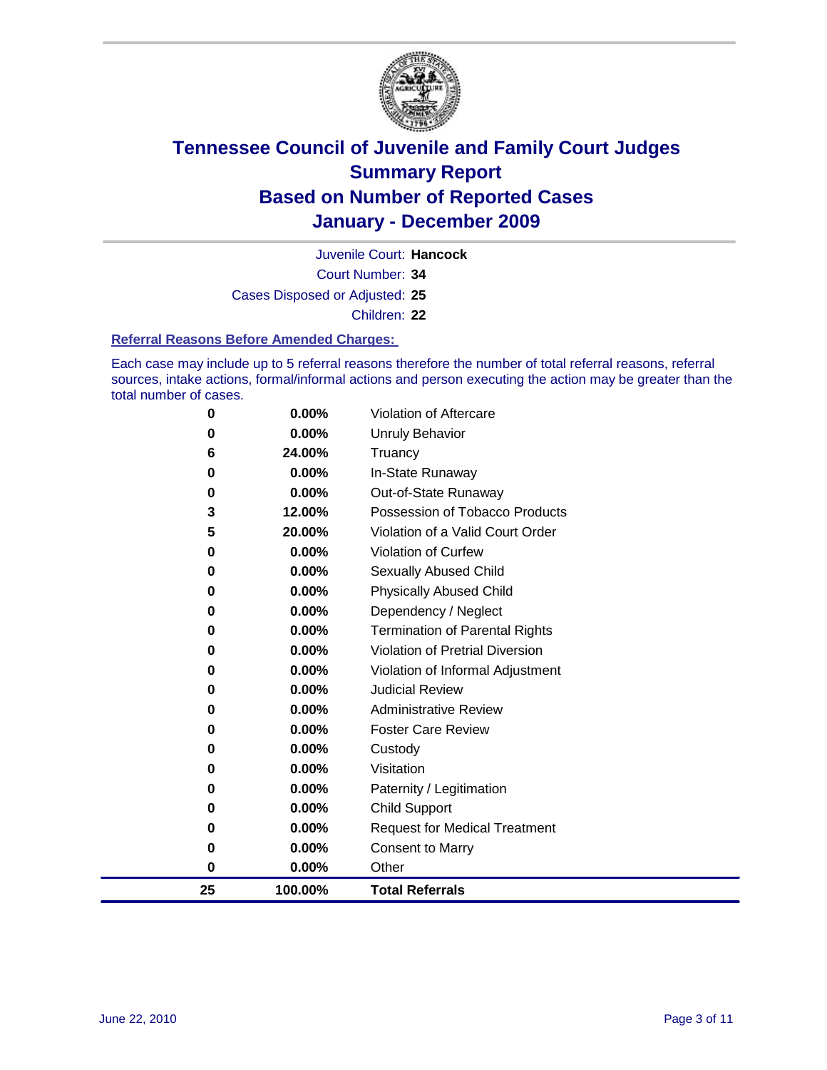# Tennessee Council of Juvenile and Family Court Judges
## Summary Report
## Based on Number of Reported Cases
## January - December 2009

Juvenile Court: **Hancock**

Court Number: **34**

Cases Disposed or Adjusted: **25**

Children: **22**

### Referral Reasons Before Amended Charges:

Each case may include up to 5 referral reasons therefore the number of total referral reasons, referral sources, intake actions, formal/informal actions and person executing the action may be greater than the total number of cases.

| Count | Percent | Referral Reason |
|---|---|---|
| 0 | 0.00% | Violation of Aftercare |
| 0 | 0.00% | Unruly Behavior |
| 6 | 24.00% | Truancy |
| 0 | 0.00% | In-State Runaway |
| 0 | 0.00% | Out-of-State Runaway |
| 3 | 12.00% | Possession of Tobacco Products |
| 5 | 20.00% | Violation of a Valid Court Order |
| 0 | 0.00% | Violation of Curfew |
| 0 | 0.00% | Sexually Abused Child |
| 0 | 0.00% | Physically Abused Child |
| 0 | 0.00% | Dependency / Neglect |
| 0 | 0.00% | Termination of Parental Rights |
| 0 | 0.00% | Violation of Pretrial Diversion |
| 0 | 0.00% | Violation of Informal Adjustment |
| 0 | 0.00% | Judicial Review |
| 0 | 0.00% | Administrative Review |
| 0 | 0.00% | Foster Care Review |
| 0 | 0.00% | Custody |
| 0 | 0.00% | Visitation |
| 0 | 0.00% | Paternity / Legitimation |
| 0 | 0.00% | Child Support |
| 0 | 0.00% | Request for Medical Treatment |
| 0 | 0.00% | Consent to Marry |
| 0 | 0.00% | Other |
| **25** | **100.00%** | **Total Referrals** |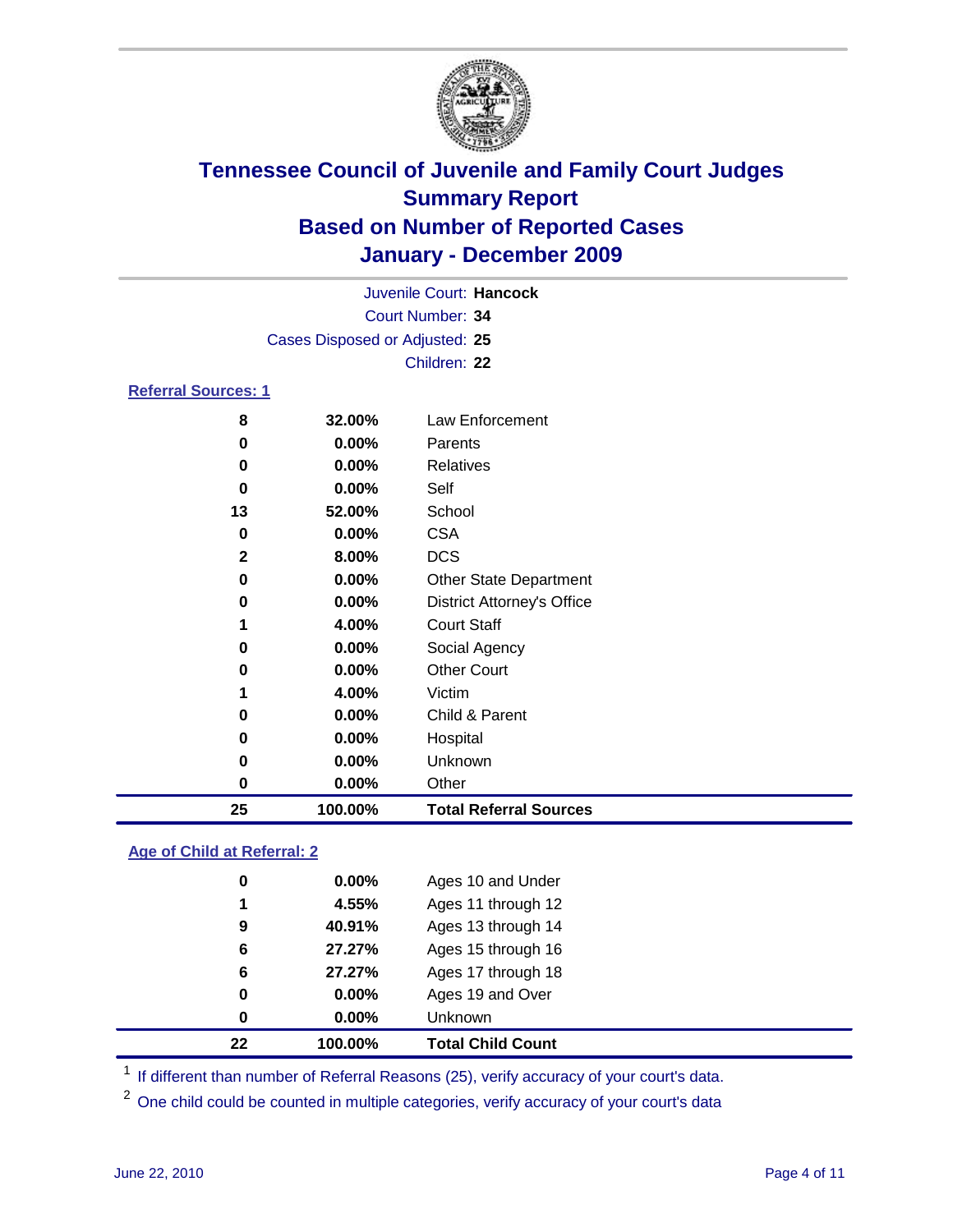# Tennessee Council of Juvenile and Family Court Judges
## Summary Report
## Based on Number of Reported Cases
## January - December 2009

Juvenile Court: **Hancock**
Court Number: **34**
Cases Disposed or Adjusted: **25**
Children: **22**

### Referral Sources: 1

| | | |
|---|---|---|
| 8 | 32.00% | Law Enforcement |
| 0 | 0.00% | Parents |
| 0 | 0.00% | Relatives |
| 0 | 0.00% | Self |
| 13 | 52.00% | School |
| 0 | 0.00% | CSA |
| 2 | 8.00% | DCS |
| 0 | 0.00% | Other State Department |
| 0 | 0.00% | District Attorney's Office |
| 1 | 4.00% | Court Staff |
| 0 | 0.00% | Social Agency |
| 0 | 0.00% | Other Court |
| 1 | 4.00% | Victim |
| 0 | 0.00% | Child & Parent |
| 0 | 0.00% | Hospital |
| 0 | 0.00% | Unknown |
| 0 | 0.00% | Other |
| **25** | **100.00%** | **Total Referral Sources** |

### Age of Child at Referral: 2

| | | |
|---|---|---|
| 0 | 0.00% | Ages 10 and Under |
| 1 | 4.55% | Ages 11 through 12 |
| 9 | 40.91% | Ages 13 through 14 |
| 6 | 27.27% | Ages 15 through 16 |
| 6 | 27.27% | Ages 17 through 18 |
| 0 | 0.00% | Ages 19 and Over |
| 0 | 0.00% | Unknown |
| **22** | **100.00%** | **Total Child Count** |

[1] If different than number of Referral Reasons (25), verify accuracy of your court's data.

[2] One child could be counted in multiple categories, verify accuracy of your court's data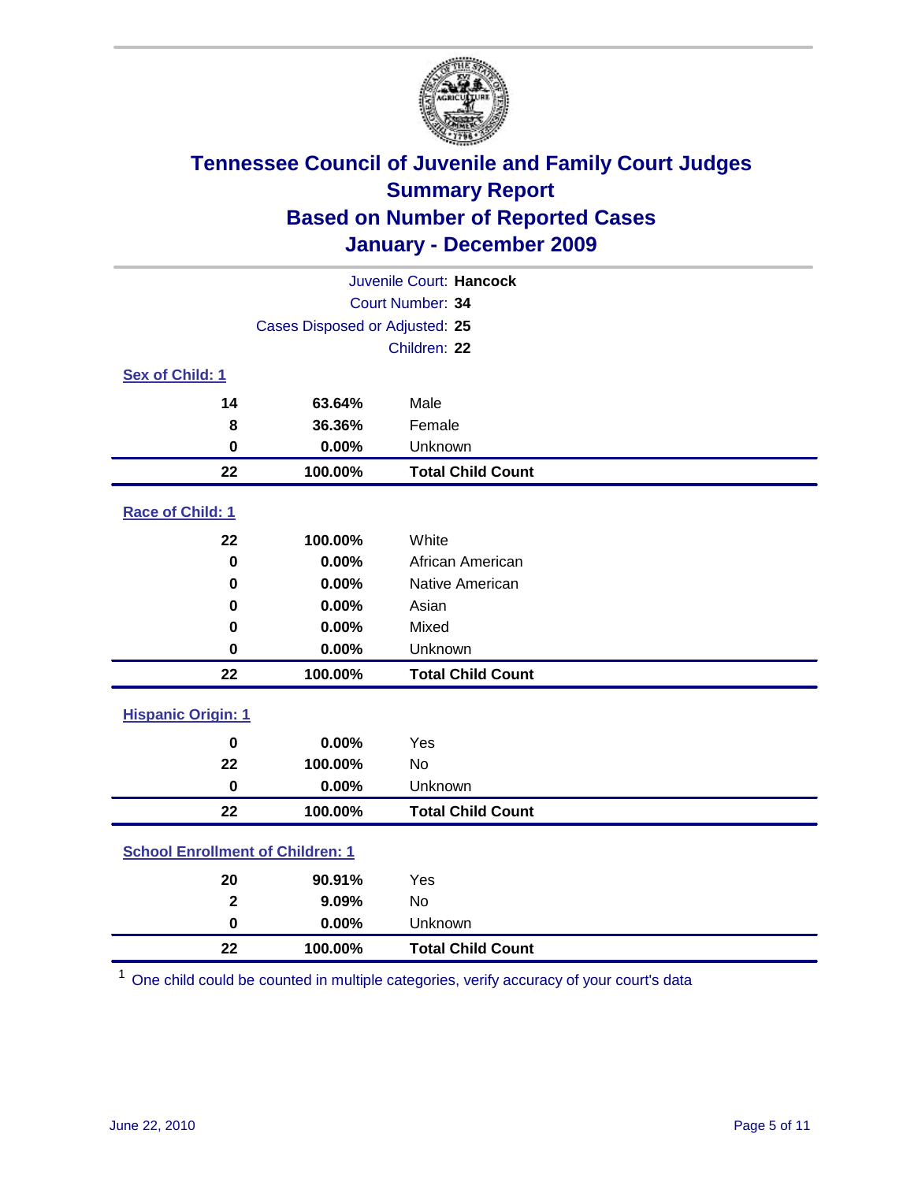# Tennessee Council of Juvenile and Family Court Judges
## Summary Report
## Based on Number of Reported Cases
## January - December 2009

Juvenile Court: **Hancock**
Court Number: **34**
Cases Disposed or Adjusted: **25**
Children: **22**

### Sex of Child: 1

| Count | Percent | Category |
|---|---|---|
| 14 | 63.64% | Male |
| 8 | 36.36% | Female |
| 0 | 0.00% | Unknown |
| **22** | **100.00%** | **Total Child Count** |

### Race of Child: 1

| Count | Percent | Category |
|---|---|---|
| 22 | 100.00% | White |
| 0 | 0.00% | African American |
| 0 | 0.00% | Native American |
| 0 | 0.00% | Asian |
| 0 | 0.00% | Mixed |
| 0 | 0.00% | Unknown |
| **22** | **100.00%** | **Total Child Count** |

### Hispanic Origin: 1

| Count | Percent | Category |
|---|---|---|
| 0 | 0.00% | Yes |
| 22 | 100.00% | No |
| 0 | 0.00% | Unknown |
| **22** | **100.00%** | **Total Child Count** |

### School Enrollment of Children: 1

| Count | Percent | Category |
|---|---|---|
| 20 | 90.91% | Yes |
| 2 | 9.09% | No |
| 0 | 0.00% | Unknown |
| **22** | **100.00%** | **Total Child Count** |

[1] One child could be counted in multiple categories, verify accuracy of your court's data

June 22, 2010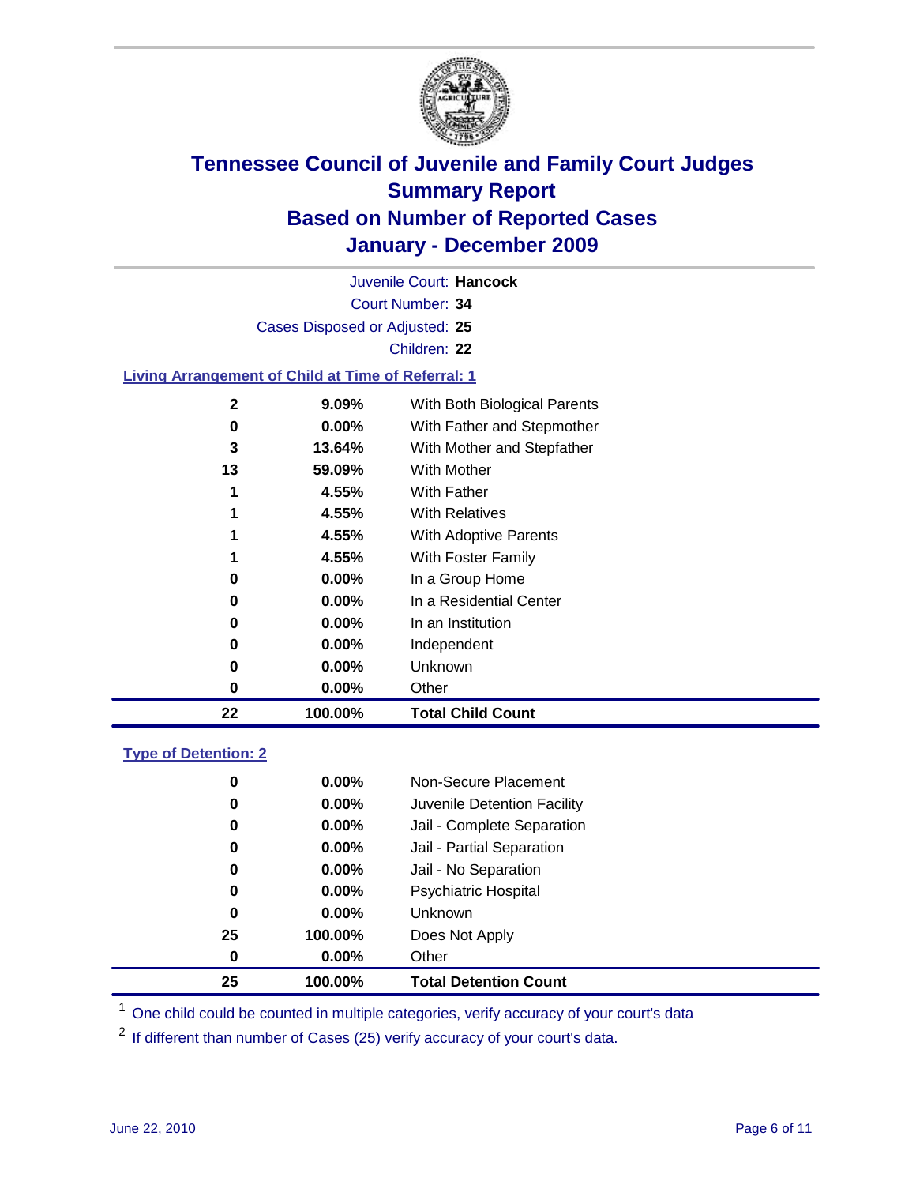# Tennessee Council of Juvenile and Family Court Judges
## Summary Report
## Based on Number of Reported Cases
## January - December 2009

Juvenile Court: **Hancock**

Court Number: **34**

Cases Disposed or Adjusted: **25**

Children: **22**

### Living Arrangement of Child at Time of Referral: 1

| | | |
|---|---|---|
| 2 | 9.09% | With Both Biological Parents |
| 0 | 0.00% | With Father and Stepmother |
| 3 | 13.64% | With Mother and Stepfather |
| 13 | 59.09% | With Mother |
| 1 | 4.55% | With Father |
| 1 | 4.55% | With Relatives |
| 1 | 4.55% | With Adoptive Parents |
| 1 | 4.55% | With Foster Family |
| 0 | 0.00% | In a Group Home |
| 0 | 0.00% | In a Residential Center |
| 0 | 0.00% | In an Institution |
| 0 | 0.00% | Independent |
| 0 | 0.00% | Unknown |
| 0 | 0.00% | Other |
| **22** | **100.00%** | **Total Child Count** |

### Type of Detention: 2

| | | |
|---|---|---|
| 0 | 0.00% | Non-Secure Placement |
| 0 | 0.00% | Juvenile Detention Facility |
| 0 | 0.00% | Jail - Complete Separation |
| 0 | 0.00% | Jail - Partial Separation |
| 0 | 0.00% | Jail - No Separation |
| 0 | 0.00% | Psychiatric Hospital |
| 0 | 0.00% | Unknown |
| 25 | 100.00% | Does Not Apply |
| 0 | 0.00% | Other |
| **25** | **100.00%** | **Total Detention Count** |

[1] One child could be counted in multiple categories, verify accuracy of your court's data

[2] If different than number of Cases (25) verify accuracy of your court's data.

June 22, 2010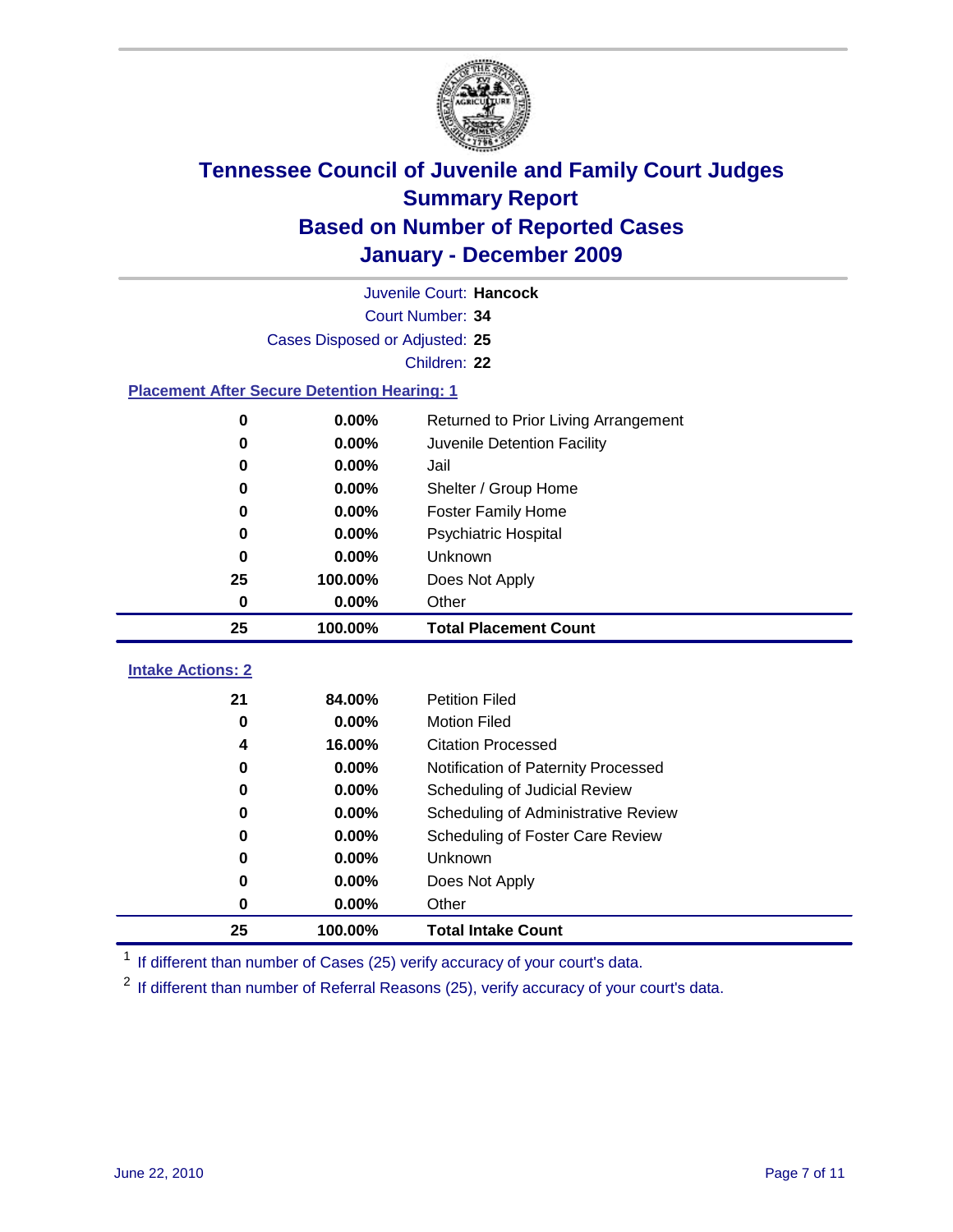# Tennessee Council of Juvenile and Family Court Judges
## Summary Report
## Based on Number of Reported Cases
## January - December 2009

Juvenile Court: **Hancock**
Court Number: **34**
Cases Disposed or Adjusted: **25**
Children: **22**

### Placement After Secure Detention Hearing: 1

| | | |
|---|---|---|
| 0 | 0.00% | Returned to Prior Living Arrangement |
| 0 | 0.00% | Juvenile Detention Facility |
| 0 | 0.00% | Jail |
| 0 | 0.00% | Shelter / Group Home |
| 0 | 0.00% | Foster Family Home |
| 0 | 0.00% | Psychiatric Hospital |
| 0 | 0.00% | Unknown |
| 25 | 100.00% | Does Not Apply |
| 0 | 0.00% | Other |
| **25** | **100.00%** | **Total Placement Count** |

### Intake Actions: 2

| | | |
|---|---|---|
| 21 | 84.00% | Petition Filed |
| 0 | 0.00% | Motion Filed |
| 4 | 16.00% | Citation Processed |
| 0 | 0.00% | Notification of Paternity Processed |
| 0 | 0.00% | Scheduling of Judicial Review |
| 0 | 0.00% | Scheduling of Administrative Review |
| 0 | 0.00% | Scheduling of Foster Care Review |
| 0 | 0.00% | Unknown |
| 0 | 0.00% | Does Not Apply |
| 0 | 0.00% | Other |
| **25** | **100.00%** | **Total Intake Count** |

[1] If different than number of Cases (25) verify accuracy of your court's data.

[2] If different than number of Referral Reasons (25), verify accuracy of your court's data.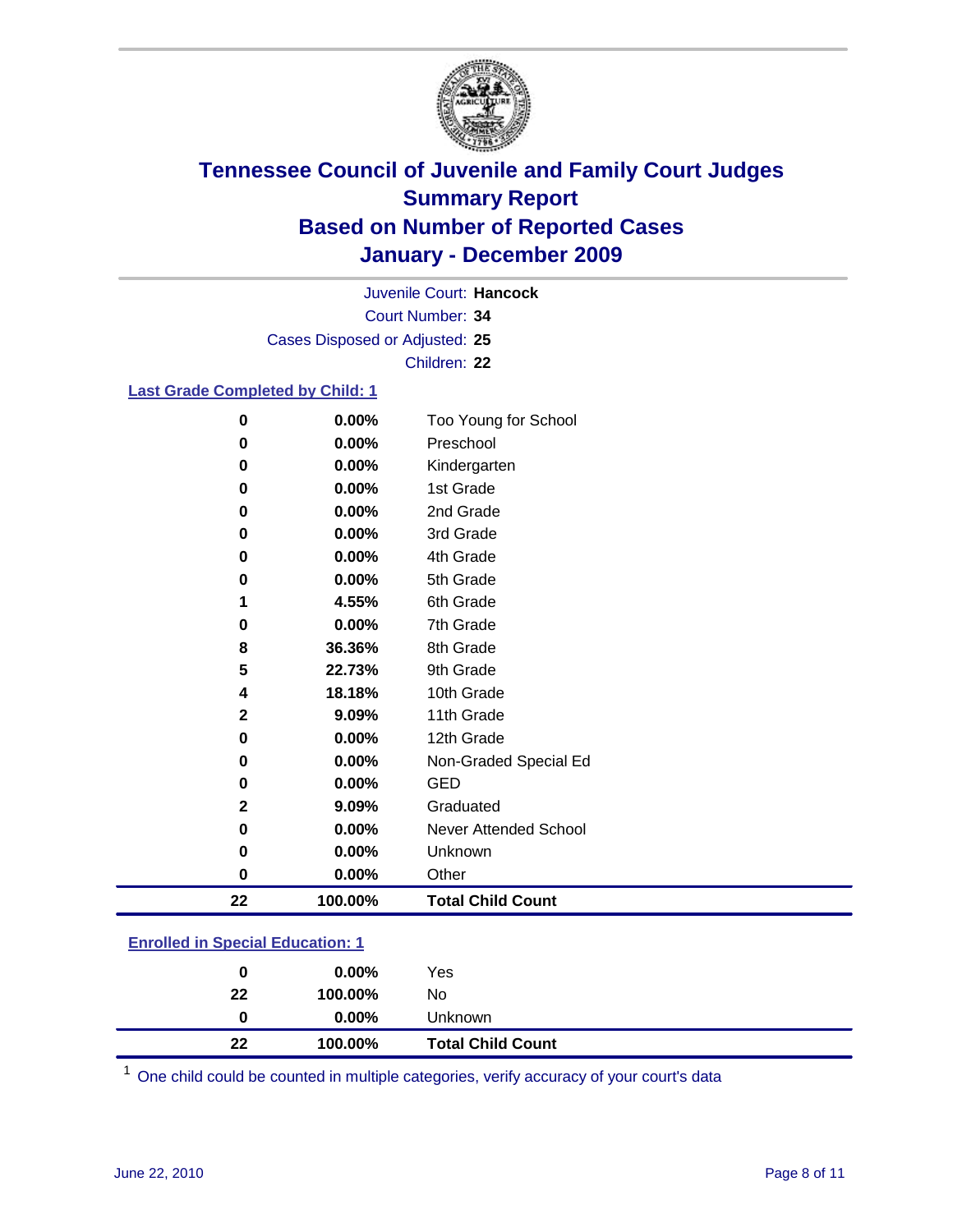# Tennessee Council of Juvenile and Family Court Judges
## Summary Report
## Based on Number of Reported Cases
## January - December 2009

Juvenile Court: **Hancock**
Court Number: **34**
Cases Disposed or Adjusted: **25**
Children: **22**

### Last Grade Completed by Child: 1

| | | |
|---|---|---|
| 0 | 0.00% | Too Young for School |
| 0 | 0.00% | Preschool |
| 0 | 0.00% | Kindergarten |
| 0 | 0.00% | 1st Grade |
| 0 | 0.00% | 2nd Grade |
| 0 | 0.00% | 3rd Grade |
| 0 | 0.00% | 4th Grade |
| 0 | 0.00% | 5th Grade |
| 1 | 4.55% | 6th Grade |
| 0 | 0.00% | 7th Grade |
| 8 | 36.36% | 8th Grade |
| 5 | 22.73% | 9th Grade |
| 4 | 18.18% | 10th Grade |
| 2 | 9.09% | 11th Grade |
| 0 | 0.00% | 12th Grade |
| 0 | 0.00% | Non-Graded Special Ed |
| 0 | 0.00% | GED |
| 2 | 9.09% | Graduated |
| 0 | 0.00% | Never Attended School |
| 0 | 0.00% | Unknown |
| 0 | 0.00% | Other |
| **22** | **100.00%** | **Total Child Count** |

### Enrolled in Special Education: 1

| | | |
|---|---|---|
| 0 | 0.00% | Yes |
| 22 | 100.00% | No |
| 0 | 0.00% | Unknown |
| **22** | **100.00%** | **Total Child Count** |

[1] One child could be counted in multiple categories, verify accuracy of your court's data

June 22, 2010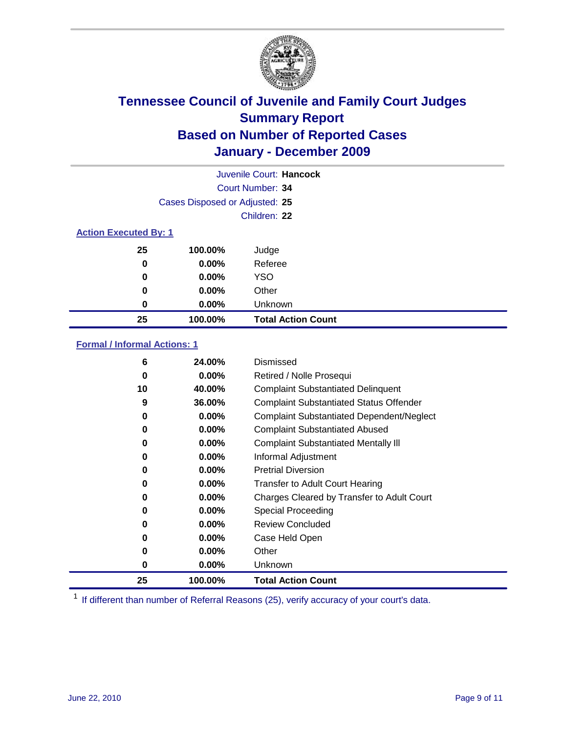# Tennessee Council of Juvenile and Family Court Judges
## Summary Report
## Based on Number of Reported Cases
## January - December 2009

Juvenile Court: **Hancock**
Court Number: **34**
Cases Disposed or Adjusted: **25**
Children: **22**

### Action Executed By: 1

| Count | Percent | Action |
|---|---|---|
| 25 | 100.00% | Judge |
| 0 | 0.00% | Referee |
| 0 | 0.00% | YSO |
| 0 | 0.00% | Other |
| 0 | 0.00% | Unknown |
| **25** | **100.00%** | **Total Action Count** |

### Formal / Informal Actions: 1

| Count | Percent | Action |
|---|---|---|
| 6 | 24.00% | Dismissed |
| 0 | 0.00% | Retired / Nolle Prosequi |
| 10 | 40.00% | Complaint Substantiated Delinquent |
| 9 | 36.00% | Complaint Substantiated Status Offender |
| 0 | 0.00% | Complaint Substantiated Dependent/Neglect |
| 0 | 0.00% | Complaint Substantiated Abused |
| 0 | 0.00% | Complaint Substantiated Mentally Ill |
| 0 | 0.00% | Informal Adjustment |
| 0 | 0.00% | Pretrial Diversion |
| 0 | 0.00% | Transfer to Adult Court Hearing |
| 0 | 0.00% | Charges Cleared by Transfer to Adult Court |
| 0 | 0.00% | Special Proceeding |
| 0 | 0.00% | Review Concluded |
| 0 | 0.00% | Case Held Open |
| 0 | 0.00% | Other |
| 0 | 0.00% | Unknown |
| **25** | **100.00%** | **Total Action Count** |

[1] If different than number of Referral Reasons (25), verify accuracy of your court's data.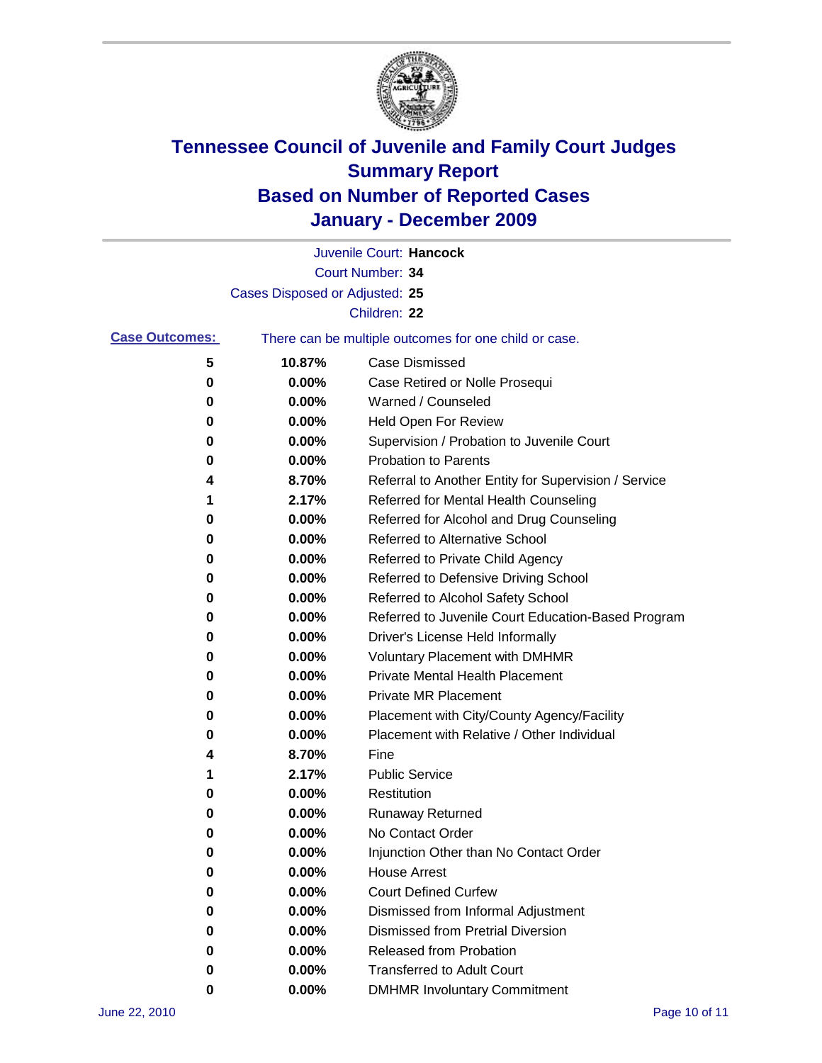# Tennessee Council of Juvenile and Family Court Judges
## Summary Report
## Based on Number of Reported Cases
## January - December 2009

Juvenile Court: **Hancock**

Court Number: **34**

Cases Disposed or Adjusted: **25**

Children: **22**

**Case Outcomes:** There can be multiple outcomes for one child or case.

| Count | Percent | Outcome |
|---|---|---|
| 5 | 10.87% | Case Dismissed |
| 0 | 0.00% | Case Retired or Nolle Prosequi |
| 0 | 0.00% | Warned / Counseled |
| 0 | 0.00% | Held Open For Review |
| 0 | 0.00% | Supervision / Probation to Juvenile Court |
| 0 | 0.00% | Probation to Parents |
| 4 | 8.70% | Referral to Another Entity for Supervision / Service |
| 1 | 2.17% | Referred for Mental Health Counseling |
| 0 | 0.00% | Referred for Alcohol and Drug Counseling |
| 0 | 0.00% | Referred to Alternative School |
| 0 | 0.00% | Referred to Private Child Agency |
| 0 | 0.00% | Referred to Defensive Driving School |
| 0 | 0.00% | Referred to Alcohol Safety School |
| 0 | 0.00% | Referred to Juvenile Court Education-Based Program |
| 0 | 0.00% | Driver's License Held Informally |
| 0 | 0.00% | Voluntary Placement with DMHMR |
| 0 | 0.00% | Private Mental Health Placement |
| 0 | 0.00% | Private MR Placement |
| 0 | 0.00% | Placement with City/County Agency/Facility |
| 0 | 0.00% | Placement with Relative / Other Individual |
| 4 | 8.70% | Fine |
| 1 | 2.17% | Public Service |
| 0 | 0.00% | Restitution |
| 0 | 0.00% | Runaway Returned |
| 0 | 0.00% | No Contact Order |
| 0 | 0.00% | Injunction Other than No Contact Order |
| 0 | 0.00% | House Arrest |
| 0 | 0.00% | Court Defined Curfew |
| 0 | 0.00% | Dismissed from Informal Adjustment |
| 0 | 0.00% | Dismissed from Pretrial Diversion |
| 0 | 0.00% | Released from Probation |
| 0 | 0.00% | Transferred to Adult Court |
| 0 | 0.00% | DMHMR Involuntary Commitment |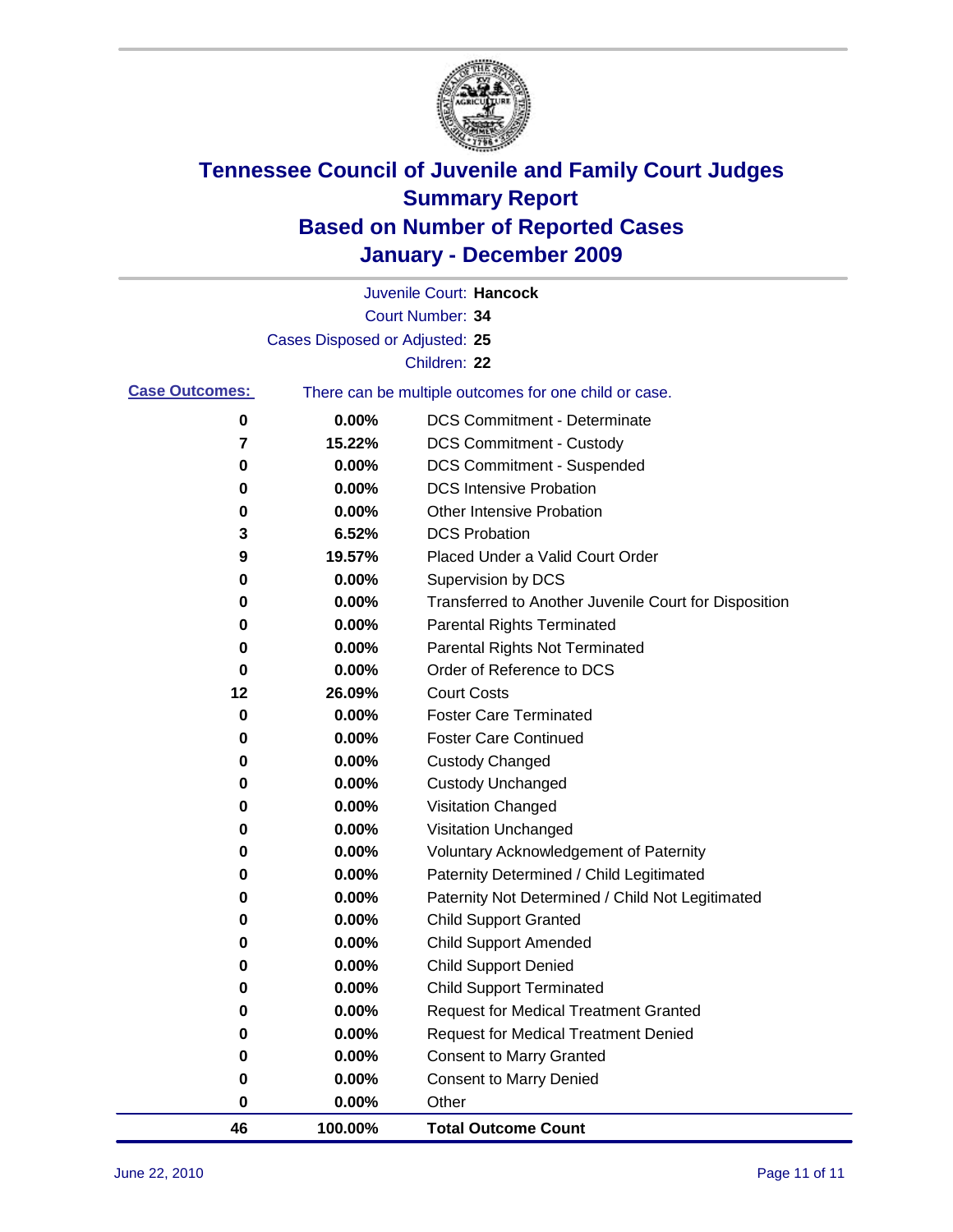# Tennessee Council of Juvenile and Family Court Judges
## Summary Report
## Based on Number of Reported Cases
## January - December 2009

Juvenile Court: **Hancock**

Court Number: **34**

Cases Disposed or Adjusted: **25**

Children: **22**

**Case Outcomes:** There can be multiple outcomes for one child or case.

| | | |
|---|---|---|
| 0 | 0.00% | DCS Commitment - Determinate |
| 7 | 15.22% | DCS Commitment - Custody |
| 0 | 0.00% | DCS Commitment - Suspended |
| 0 | 0.00% | DCS Intensive Probation |
| 0 | 0.00% | Other Intensive Probation |
| 3 | 6.52% | DCS Probation |
| 9 | 19.57% | Placed Under a Valid Court Order |
| 0 | 0.00% | Supervision by DCS |
| 0 | 0.00% | Transferred to Another Juvenile Court for Disposition |
| 0 | 0.00% | Parental Rights Terminated |
| 0 | 0.00% | Parental Rights Not Terminated |
| 0 | 0.00% | Order of Reference to DCS |
| 12 | 26.09% | Court Costs |
| 0 | 0.00% | Foster Care Terminated |
| 0 | 0.00% | Foster Care Continued |
| 0 | 0.00% | Custody Changed |
| 0 | 0.00% | Custody Unchanged |
| 0 | 0.00% | Visitation Changed |
| 0 | 0.00% | Visitation Unchanged |
| 0 | 0.00% | Voluntary Acknowledgement of Paternity |
| 0 | 0.00% | Paternity Determined / Child Legitimated |
| 0 | 0.00% | Paternity Not Determined / Child Not Legitimated |
| 0 | 0.00% | Child Support Granted |
| 0 | 0.00% | Child Support Amended |
| 0 | 0.00% | Child Support Denied |
| 0 | 0.00% | Child Support Terminated |
| 0 | 0.00% | Request for Medical Treatment Granted |
| 0 | 0.00% | Request for Medical Treatment Denied |
| 0 | 0.00% | Consent to Marry Granted |
| 0 | 0.00% | Consent to Marry Denied |
| 0 | 0.00% | Other |
| **46** | **100.00%** | **Total Outcome Count** |

June 22, 2010